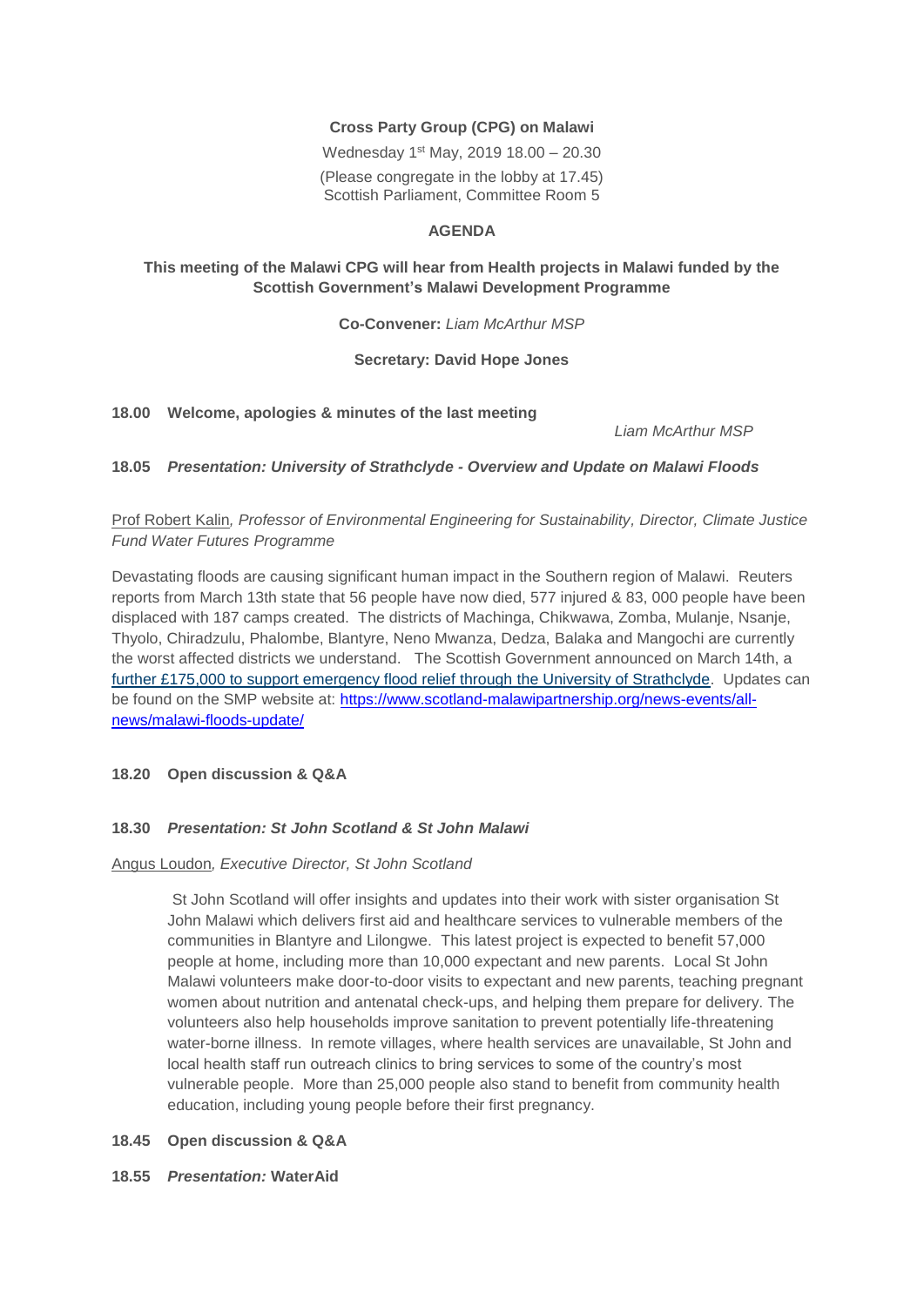**Cross Party Group (CPG) on Malawi**

Wednesday 1st May, 2019 18.00 – 20.30

(Please congregate in the lobby at 17.45)
Scottish Parliament, Committee Room 5

**AGENDA**

**This meeting of the Malawi CPG will hear from Health projects in Malawi funded by the Scottish Government's Malawi Development Programme**

**Co-Convener:** *Liam McArthur MSP*

**Secretary: David Hope Jones**

**18.00 Welcome, apologies & minutes of the last meeting**

*Liam McArthur MSP*

**18.05 *Presentation: University of Strathclyde - Overview and Update on Malawi Floods***

Prof Robert Kalin*, Professor of Environmental Engineering for Sustainability, Director, Climate Justice Fund Water Futures Programme*

Devastating floods are causing significant human impact in the Southern region of Malawi. Reuters reports from March 13th state that 56 people have now died, 577 injured & 83, 000 people have been displaced with 187 camps created. The districts of Machinga, Chikwawa, Zomba, Mulanje, Nsanje, Thyolo, Chiradzulu, Phalombe, Blantyre, Neno Mwanza, Dedza, Balaka and Mangochi are currently the worst affected districts we understand. The Scottish Government announced on March 14th, a further £175,000 to support emergency flood relief through the University of Strathclyde. Updates can be found on the SMP website at: https://www.scotland-malawipartnership.org/news-events/all-news/malawi-floods-update/

**18.20 Open discussion & Q&A**

**18.30 *Presentation: St John Scotland & St John Malawi***

Angus Loudon*, Executive Director, St John Scotland*

St John Scotland will offer insights and updates into their work with sister organisation St John Malawi which delivers first aid and healthcare services to vulnerable members of the communities in Blantyre and Lilongwe. This latest project is expected to benefit 57,000 people at home, including more than 10,000 expectant and new parents. Local St John Malawi volunteers make door-to-door visits to expectant and new parents, teaching pregnant women about nutrition and antenatal check-ups, and helping them prepare for delivery. The volunteers also help households improve sanitation to prevent potentially life-threatening water-borne illness. In remote villages, where health services are unavailable, St John and local health staff run outreach clinics to bring services to some of the country's most vulnerable people. More than 25,000 people also stand to benefit from community health education, including young people before their first pregnancy.

**18.45 Open discussion & Q&A**

**18.55 *Presentation:* WaterAid**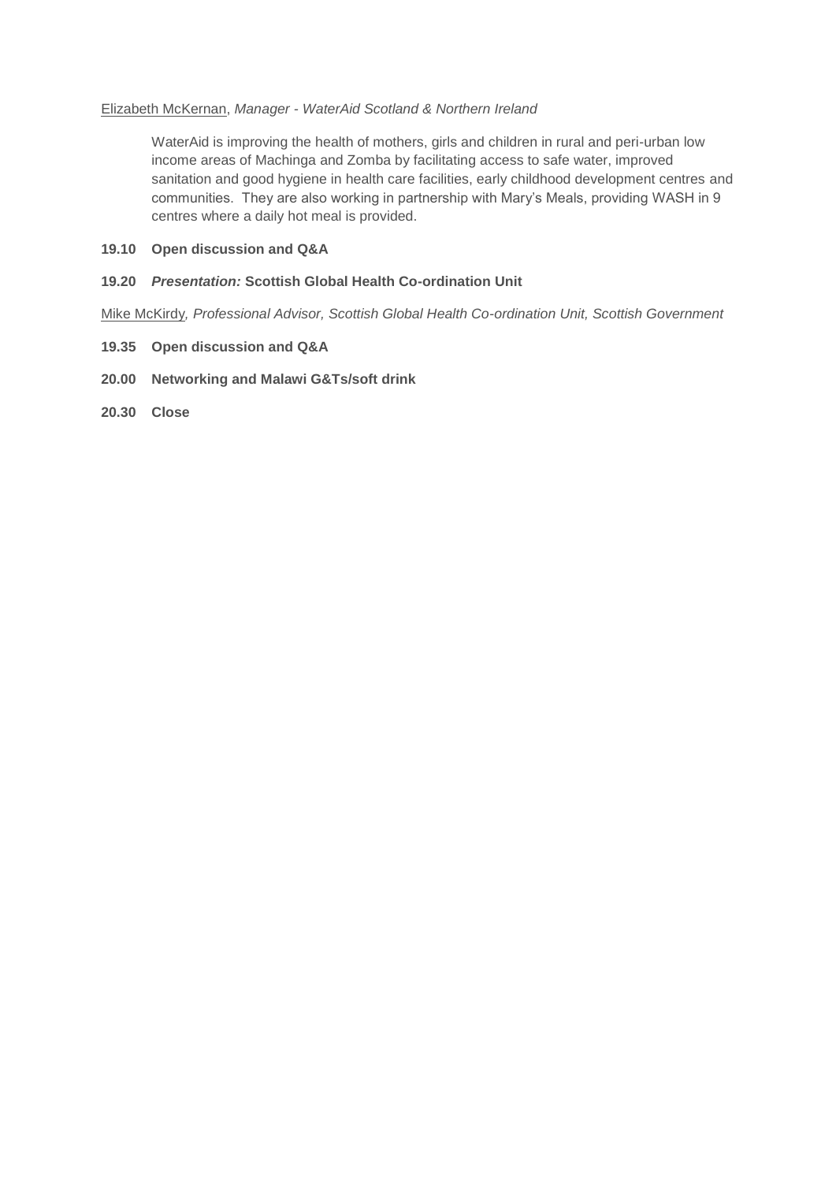Elizabeth McKernan, *Manager - WaterAid Scotland & Northern Ireland*

> WaterAid is improving the health of mothers, girls and children in rural and peri-urban low income areas of Machinga and Zomba by facilitating access to safe water, improved sanitation and good hygiene in health care facilities, early childhood development centres and communities. They are also working in partnership with Mary's Meals, providing WASH in 9 centres where a daily hot meal is provided.

**19.10 Open discussion and Q&A**

**19.20 *Presentation:* Scottish Global Health Co-ordination Unit**

Mike McKirdy*, Professional Advisor, Scottish Global Health Co-ordination Unit, Scottish Government*

**19.35 Open discussion and Q&A**

**20.00 Networking and Malawi G&Ts/soft drink**

**20.30 Close**